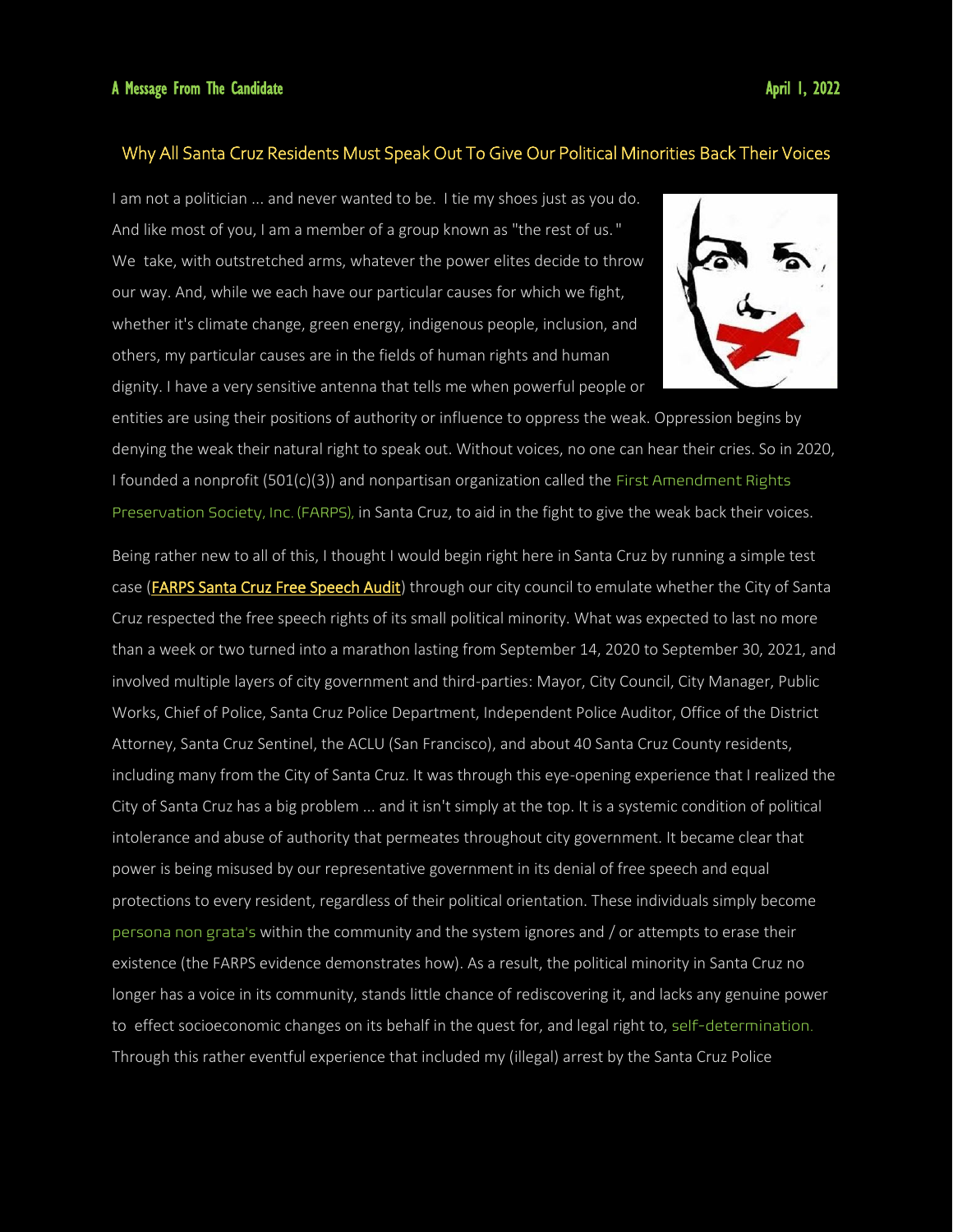A Message From The Candidate

April 1, 2022

## Why All Santa Cruz Residents Must Speak Out To Give Our Political Minorities Back Their Voices

I am not a politician ... and never wanted to be. I tie my shoes just as you do. And like most of you, I am a member of a group known as "the rest of us." We take, with outstretched arms, whatever the power elites decide to throw our way. And, while we each have our particular causes for which we fight, whether it's climate change, green energy, indigenous people, inclusion, and others, my particular causes are in the fields of human rights and human dignity. I have a very sensitive antenna that tells me when powerful people or entities are using their positions of authority or influence to oppress the weak. Oppression begins by denying the weak their natural right to speak out. Without voices, no one can hear their cries. So in 2020, I founded a nonprofit (501(c)(3)) and nonpartisan organization called the First Amendment Rights Preservation Society, Inc. (FARPS), in Santa Cruz, to aid in the fight to give the weak back their voices.

Being rather new to all of this, I thought I would begin right here in Santa Cruz by running a simple test case (FARPS Santa Cruz Free Speech Audit) through our city council to emulate whether the City of Santa Cruz respected the free speech rights of its small political minority. What was expected to last no more than a week or two turned into a marathon lasting from September 14, 2020 to September 30, 2021, and involved multiple layers of city government and third-parties: Mayor, City Council, City Manager, Public Works, Chief of Police, Santa Cruz Police Department, Independent Police Auditor, Office of the District Attorney, Santa Cruz Sentinel, the ACLU (San Francisco), and about 40 Santa Cruz County residents, including many from the City of Santa Cruz. It was through this eye-opening experience that I realized the City of Santa Cruz has a big problem ... and it isn't simply at the top. It is a systemic condition of political intolerance and abuse of authority that permeates throughout city government. It became clear that power is being misused by our representative government in its denial of free speech and equal protections to every resident, regardless of their political orientation. These individuals simply become persona non grata's within the community and the system ignores and / or attempts to erase their existence (the FARPS evidence demonstrates how). As a result, the political minority in Santa Cruz no longer has a voice in its community, stands little chance of rediscovering it, and lacks any genuine power to effect socioeconomic changes on its behalf in the quest for, and legal right to, self-determination. Through this rather eventful experience that included my (illegal) arrest by the Santa Cruz Police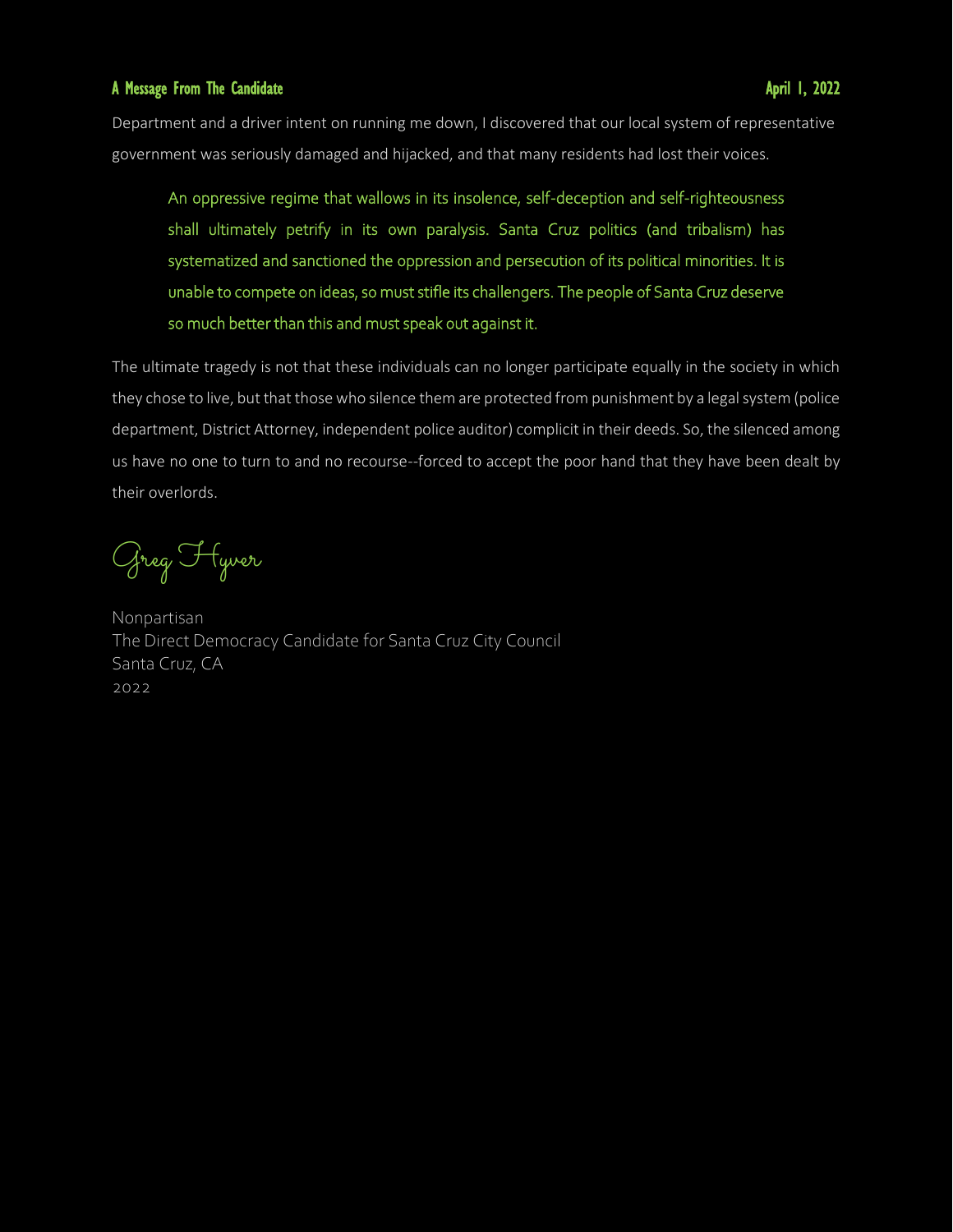Department and a driver intent on running me down, I discovered that our local system of representative government was seriously damaged and hijacked, and that many residents had lost their voices.

> An oppressive regime that wallows in its insolence, self-deception and self-righteousness shall ultimately petrify in its own paralysis. Santa Cruz politics (and tribalism) has systematized and sanctioned the oppression and persecution of its political minorities. It is unable to compete on ideas, so must stifle its challengers. The people of Santa Cruz deserve so much better than this and must speak out against it.

The ultimate tragedy is not that these individuals can no longer participate equally in the society in which they chose to live, but that those who silence them are protected from punishment by a legal system (police department, District Attorney, independent police auditor) complicit in their deeds. So, the silenced among us have no one to turn to and no recourse--forced to accept the poor hand that they have been dealt by their overlords.

*Greg Hyver*

Nonpartisan
The Direct Democracy Candidate for Santa Cruz City Council
Santa Cruz, CA
2022